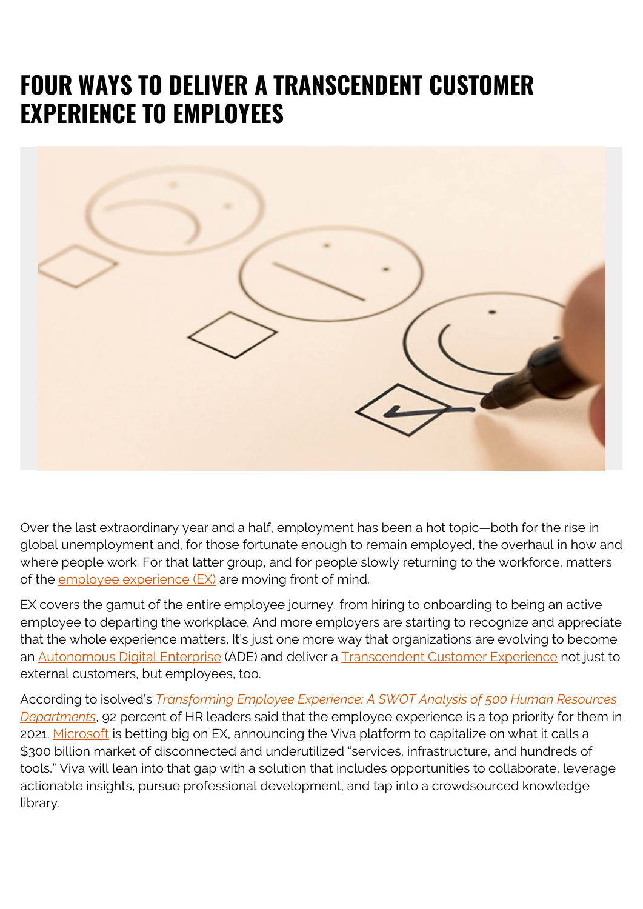# FOUR WAYS TO DELIVER A TRANSCENDENT CUSTOMER EXPERIENCE TO EMPLOYEES

Over the last extraordinary year and a half, employment has been a hot topic—both for the rise in global unemployment and, for those fortunate enough to remain employed, the overhaul in how and where people work. For that latter group, and for people slowly returning to the workforce, matters of the employee experience (EX) are moving front of mind.

EX covers the gamut of the entire employee journey, from hiring to onboarding to being an active employee to departing the workplace. And more employers are starting to recognize and appreciate that the whole experience matters. It's just one more way that organizations are evolving to become an Autonomous Digital Enterprise (ADE) and deliver a Transcendent Customer Experience not just to external customers, but employees, too.

According to isolved's *Transforming Employee Experience: A SWOT Analysis of 500 Human Resources Departments*, 92 percent of HR leaders said that the employee experience is a top priority for them in 2021. Microsoft is betting big on EX, announcing the Viva platform to capitalize on what it calls a $300 billion market of disconnected and underutilized "services, infrastructure, and hundreds of tools." Viva will lean into that gap with a solution that includes opportunities to collaborate, leverage actionable insights, pursue professional development, and tap into a crowdsourced knowledge library.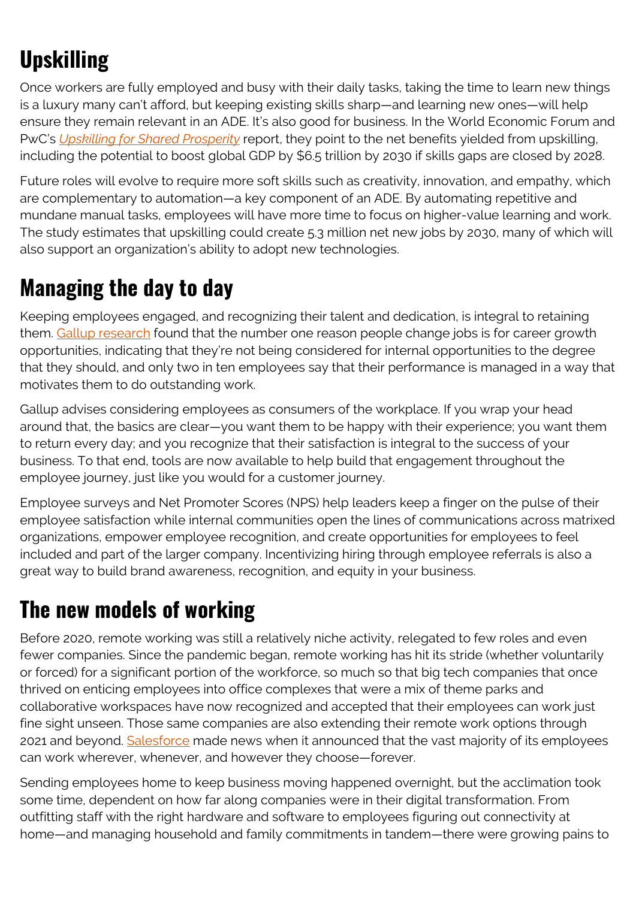## Upskilling

Once workers are fully employed and busy with their daily tasks, taking the time to learn new things is a luxury many can't afford, but keeping existing skills sharp—and learning new ones—will help ensure they remain relevant in an ADE. It's also good for business. In the World Economic Forum and PwC's *Upskilling for Shared Prosperity* report, they point to the net benefits yielded from upskilling, including the potential to boost global GDP by $6.5 trillion by 2030 if skills gaps are closed by 2028.

Future roles will evolve to require more soft skills such as creativity, innovation, and empathy, which are complementary to automation—a key component of an ADE. By automating repetitive and mundane manual tasks, employees will have more time to focus on higher-value learning and work. The study estimates that upskilling could create 5.3 million net new jobs by 2030, many of which will also support an organization's ability to adopt new technologies.

## Managing the day to day

Keeping employees engaged, and recognizing their talent and dedication, is integral to retaining them. Gallup research found that the number one reason people change jobs is for career growth opportunities, indicating that they're not being considered for internal opportunities to the degree that they should, and only two in ten employees say that their performance is managed in a way that motivates them to do outstanding work.

Gallup advises considering employees as consumers of the workplace. If you wrap your head around that, the basics are clear—you want them to be happy with their experience; you want them to return every day; and you recognize that their satisfaction is integral to the success of your business. To that end, tools are now available to help build that engagement throughout the employee journey, just like you would for a customer journey.

Employee surveys and Net Promoter Scores (NPS) help leaders keep a finger on the pulse of their employee satisfaction while internal communities open the lines of communications across matrixed organizations, empower employee recognition, and create opportunities for employees to feel included and part of the larger company. Incentivizing hiring through employee referrals is also a great way to build brand awareness, recognition, and equity in your business.

## The new models of working

Before 2020, remote working was still a relatively niche activity, relegated to few roles and even fewer companies. Since the pandemic began, remote working has hit its stride (whether voluntarily or forced) for a significant portion of the workforce, so much so that big tech companies that once thrived on enticing employees into office complexes that were a mix of theme parks and collaborative workspaces have now recognized and accepted that their employees can work just fine sight unseen. Those same companies are also extending their remote work options through 2021 and beyond. Salesforce made news when it announced that the vast majority of its employees can work wherever, whenever, and however they choose—forever.

Sending employees home to keep business moving happened overnight, but the acclimation took some time, dependent on how far along companies were in their digital transformation. From outfitting staff with the right hardware and software to employees figuring out connectivity at home—and managing household and family commitments in tandem—there were growing pains to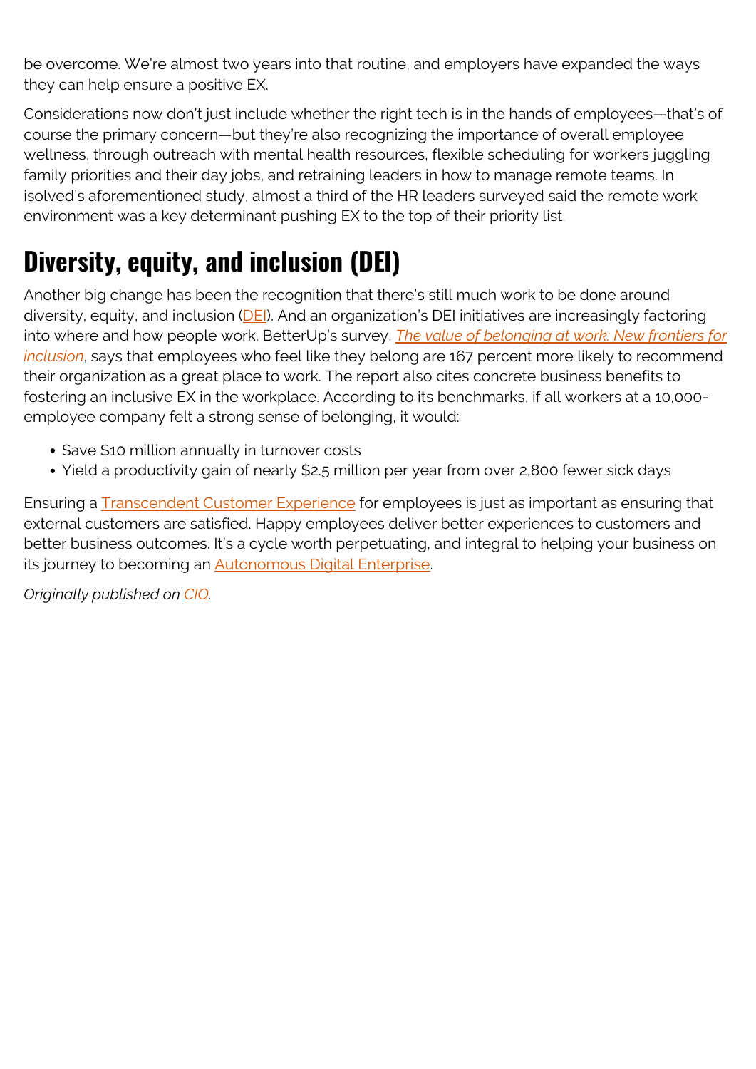be overcome. We're almost two years into that routine, and employers have expanded the ways they can help ensure a positive EX.

Considerations now don't just include whether the right tech is in the hands of employees—that's of course the primary concern—but they're also recognizing the importance of overall employee wellness, through outreach with mental health resources, flexible scheduling for workers juggling family priorities and their day jobs, and retraining leaders in how to manage remote teams. In isolved's aforementioned study, almost a third of the HR leaders surveyed said the remote work environment was a key determinant pushing EX to the top of their priority list.

## Diversity, equity, and inclusion (DEI)

Another big change has been the recognition that there's still much work to be done around diversity, equity, and inclusion (DEI). And an organization's DEI initiatives are increasingly factoring into where and how people work. BetterUp's survey, *The value of belonging at work: New frontiers for inclusion*, says that employees who feel like they belong are 167 percent more likely to recommend their organization as a great place to work. The report also cites concrete business benefits to fostering an inclusive EX in the workplace. According to its benchmarks, if all workers at a 10,000-employee company felt a strong sense of belonging, it would:

- Save $10 million annually in turnover costs
- Yield a productivity gain of nearly $2.5 million per year from over 2,800 fewer sick days

Ensuring a Transcendent Customer Experience for employees is just as important as ensuring that external customers are satisfied. Happy employees deliver better experiences to customers and better business outcomes. It's a cycle worth perpetuating, and integral to helping your business on its journey to becoming an Autonomous Digital Enterprise.

*Originally published on CIO.*